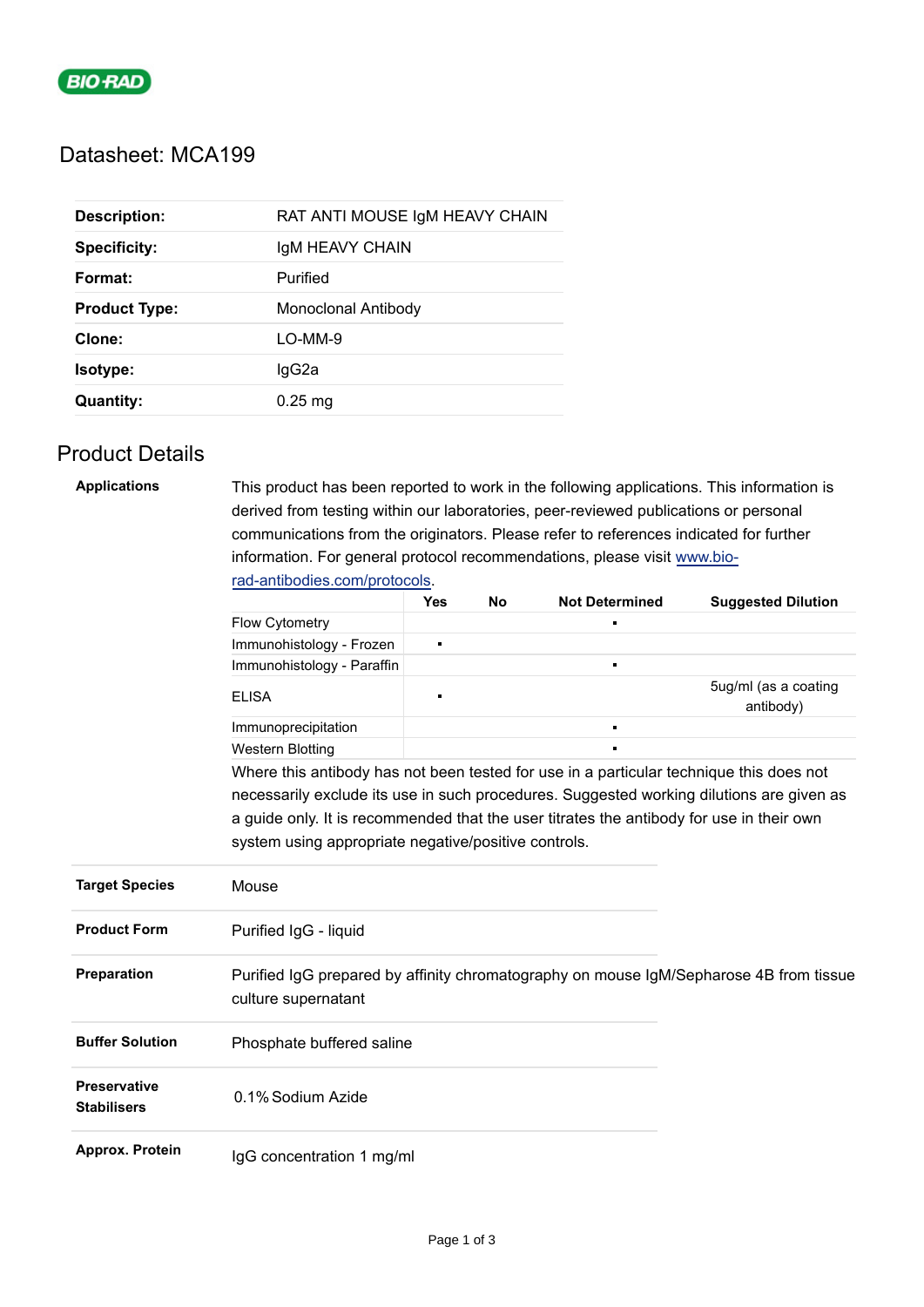BIO-RAD

# Datasheet: MCA199

| | |
|---|---|
| **Description:** | RAT ANTI MOUSE IgM HEAVY CHAIN |
| **Specificity:** | IgM HEAVY CHAIN |
| **Format:** | Purified |
| **Product Type:** | Monoclonal Antibody |
| **Clone:** | LO-MM-9 |
| **Isotype:** | IgG2a |
| **Quantity:** | 0.25 mg |

## Product Details

**Applications**

This product has been reported to work in the following applications. This information is derived from testing within our laboratories, peer-reviewed publications or personal communications from the originators. Please refer to references indicated for further information. For general protocol recommendations, please visit www.bio-rad-antibodies.com/protocols.

| | Yes | No | Not Determined | Suggested Dilution |
|---|---|---|---|---|
| Flow Cytometry | | | ▪ | |
| Immunohistology - Frozen | ▪ | | | |
| Immunohistology - Paraffin | | | ▪ | |
| ELISA | ▪ | | | 5ug/ml (as a coating antibody) |
| Immunoprecipitation | | | ▪ | |
| Western Blotting | | | ▪ | |

Where this antibody has not been tested for use in a particular technique this does not necessarily exclude its use in such procedures. Suggested working dilutions are given as a guide only. It is recommended that the user titrates the antibody for use in their own system using appropriate negative/positive controls.

| | |
|---|---|
| **Target Species** | Mouse |
| **Product Form** | Purified IgG - liquid |
| **Preparation** | Purified IgG prepared by affinity chromatography on mouse IgM/Sepharose 4B from tissue culture supernatant |
| **Buffer Solution** | Phosphate buffered saline |
| **Preservative Stabilisers** | 0.1% Sodium Azide |
| **Approx. Protein** | IgG concentration 1 mg/ml |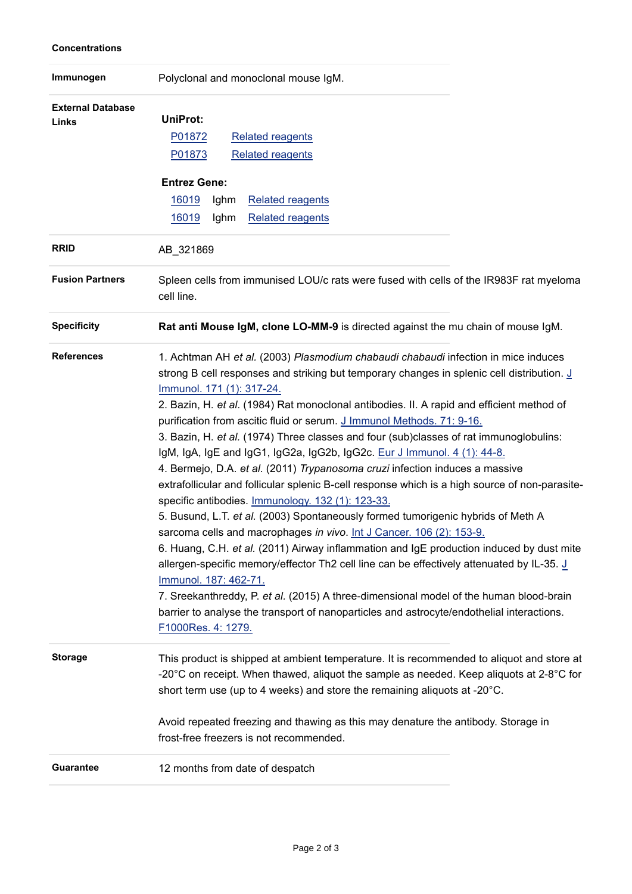**Concentrations**

| | |
|---|---|
| **Immunogen** | Polyclonal and monoclonal mouse IgM. |
| **External Database Links** | **UniProt:**<br>P01872 Related reagents<br>P01873 Related reagents<br>**Entrez Gene:**<br>16019 Ighm Related reagents<br>16019 Ighm Related reagents |
| **RRID** | AB_321869 |
| **Fusion Partners** | Spleen cells from immunised LOU/c rats were fused with cells of the IR983F rat myeloma cell line. |
| **Specificity** | **Rat anti Mouse IgM, clone LO-MM-9** is directed against the mu chain of mouse IgM. |
| **References** | 1. Achtman AH *et al.* (2003) *Plasmodium chabaudi chabaudi* infection in mice induces strong B cell responses and striking but temporary changes in splenic cell distribution. J Immunol. 171 (1): 317-24.<br>2. Bazin, H. *et al.* (1984) Rat monoclonal antibodies. II. A rapid and efficient method of purification from ascitic fluid or serum. J Immunol Methods. 71: 9-16.<br>3. Bazin, H. *et al.* (1974) Three classes and four (sub)classes of rat immunoglobulins: IgM, IgA, IgE and IgG1, IgG2a, IgG2b, IgG2c. Eur J Immunol. 4 (1): 44-8.<br>4. Bermejo, D.A. *et al.* (2011) *Trypanosoma cruzi* infection induces a massive extrafollicular and follicular splenic B-cell response which is a high source of non-parasite-specific antibodies. Immunology. 132 (1): 123-33.<br>5. Busund, L.T. *et al.* (2003) Spontaneously formed tumorigenic hybrids of Meth A sarcoma cells and macrophages *in vivo*. Int J Cancer. 106 (2): 153-9.<br>6. Huang, C.H. *et al.* (2011) Airway inflammation and IgE production induced by dust mite allergen-specific memory/effector Th2 cell line can be effectively attenuated by IL-35. J Immunol. 187: 462-71.<br>7. Sreekanthreddy, P. *et al.* (2015) A three-dimensional model of the human blood-brain barrier to analyse the transport of nanoparticles and astrocyte/endothelial interactions. F1000Res. 4: 1279. |
| **Storage** | This product is shipped at ambient temperature. It is recommended to aliquot and store at -20°C on receipt. When thawed, aliquot the sample as needed. Keep aliquots at 2-8°C for short term use (up to 4 weeks) and store the remaining aliquots at -20°C.<br><br>Avoid repeated freezing and thawing as this may denature the antibody. Storage in frost-free freezers is not recommended. |
| **Guarantee** | 12 months from date of despatch |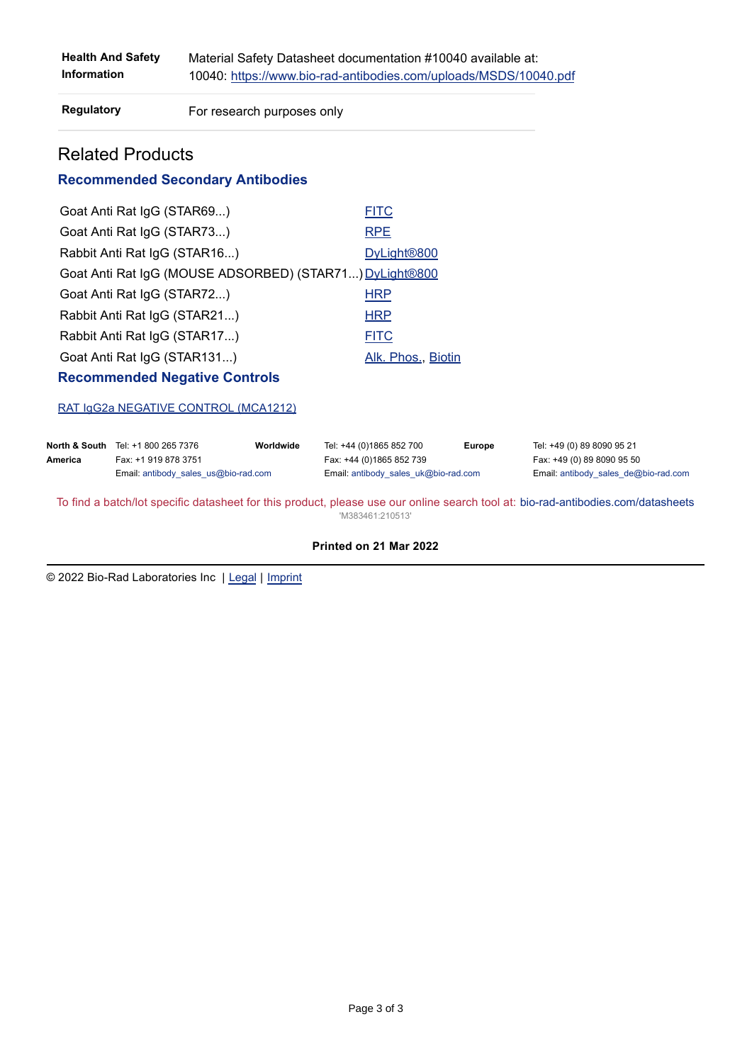| | |
|---|---|
| **Health And Safety Information** | Material Safety Datasheet documentation #10040 available at: 10040: https://www.bio-rad-antibodies.com/uploads/MSDS/10040.pdf |
| **Regulatory** | For research purposes only |

# Related Products

## Recommended Secondary Antibodies

| | |
|---|---|
| Goat Anti Rat IgG (STAR69...) | FITC |
| Goat Anti Rat IgG (STAR73...) | RPE |
| Rabbit Anti Rat IgG (STAR16...) | DyLight®800 |
| Goat Anti Rat IgG (MOUSE ADSORBED) (STAR71...) | DyLight®800 |
| Goat Anti Rat IgG (STAR72...) | HRP |
| Rabbit Anti Rat IgG (STAR21...) | HRP |
| Rabbit Anti Rat IgG (STAR17...) | FITC |
| Goat Anti Rat IgG (STAR131...) | Alk. Phos., Biotin |

## Recommended Negative Controls

RAT IgG2a NEGATIVE CONTROL (MCA1212)

| | | | | | |
|---|---|---|---|---|---|
| **North & South America** | Tel: +1 800 265 7376<br>Fax: +1 919 878 3751<br>Email: antibody_sales_us@bio-rad.com | **Worldwide** | Tel: +44 (0)1865 852 700<br>Fax: +44 (0)1865 852 739<br>Email: antibody_sales_uk@bio-rad.com | **Europe** | Tel: +49 (0) 89 8090 95 21<br>Fax: +49 (0) 89 8090 95 50<br>Email: antibody_sales_de@bio-rad.com |

To find a batch/lot specific datasheet for this product, please use our online search tool at: bio-rad-antibodies.com/datasheets

'M383461:210513'

**Printed on 21 Mar 2022**

© 2022 Bio-Rad Laboratories Inc | Legal | Imprint